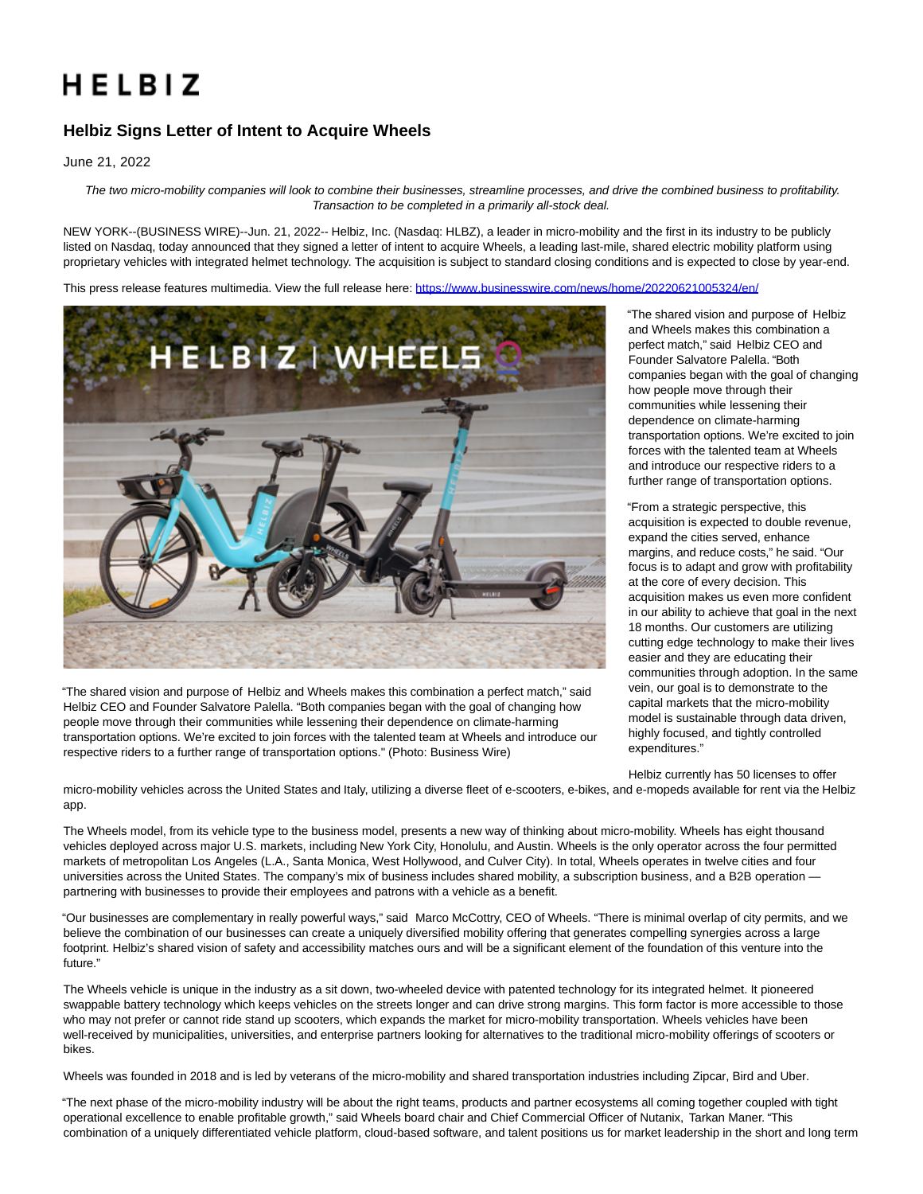# HELBIZ

## Helbiz Signs Letter of Intent to Acquire Wheels

June 21, 2022

*The two micro-mobility companies will look to combine their businesses, streamline processes, and drive the combined business to profitability. Transaction to be completed in a primarily all-stock deal.*

NEW YORK--(BUSINESS WIRE)--Jun. 21, 2022-- Helbiz, Inc. (Nasdaq: HLBZ), a leader in micro-mobility and the first in its industry to be publicly listed on Nasdaq, today announced that they signed a letter of intent to acquire Wheels, a leading last-mile, shared electric mobility platform using proprietary vehicles with integrated helmet technology. The acquisition is subject to standard closing conditions and is expected to close by year-end.

This press release features multimedia. View the full release here: https://www.businesswire.com/news/home/20220621005324/en/

"The shared vision and purpose of Helbiz and Wheels makes this combination a perfect match," said Helbiz CEO and Founder Salvatore Palella. "Both companies began with the goal of changing how people move through their communities while lessening their dependence on climate-harming transportation options. We're excited to join forces with the talented team at Wheels and introduce our respective riders to a further range of transportation options." (Photo: Business Wire)

"The shared vision and purpose of Helbiz and Wheels makes this combination a perfect match," said Helbiz CEO and Founder Salvatore Palella. "Both companies began with the goal of changing how people move through their communities while lessening their dependence on climate-harming transportation options. We're excited to join forces with the talented team at Wheels and introduce our respective riders to a further range of transportation options.

"From a strategic perspective, this acquisition is expected to double revenue, expand the cities served, enhance margins, and reduce costs," he said. "Our focus is to adapt and grow with profitability at the core of every decision. This acquisition makes us even more confident in our ability to achieve that goal in the next 18 months. Our customers are utilizing cutting edge technology to make their lives easier and they are educating their communities through adoption. In the same vein, our goal is to demonstrate to the capital markets that the micro-mobility model is sustainable through data driven, highly focused, and tightly controlled expenditures."

Helbiz currently has 50 licenses to offer micro-mobility vehicles across the United States and Italy, utilizing a diverse fleet of e-scooters, e-bikes, and e-mopeds available for rent via the Helbiz app.

The Wheels model, from its vehicle type to the business model, presents a new way of thinking about micro-mobility. Wheels has eight thousand vehicles deployed across major U.S. markets, including New York City, Honolulu, and Austin. Wheels is the only operator across the four permitted markets of metropolitan Los Angeles (L.A., Santa Monica, West Hollywood, and Culver City). In total, Wheels operates in twelve cities and four universities across the United States. The company's mix of business includes shared mobility, a subscription business, and a B2B operation — partnering with businesses to provide their employees and patrons with a vehicle as a benefit.

"Our businesses are complementary in really powerful ways," said Marco McCottry, CEO of Wheels. "There is minimal overlap of city permits, and we believe the combination of our businesses can create a uniquely diversified mobility offering that generates compelling synergies across a large footprint. Helbiz's shared vision of safety and accessibility matches ours and will be a significant element of the foundation of this venture into the future."

The Wheels vehicle is unique in the industry as a sit down, two-wheeled device with patented technology for its integrated helmet. It pioneered swappable battery technology which keeps vehicles on the streets longer and can drive strong margins. This form factor is more accessible to those who may not prefer or cannot ride stand up scooters, which expands the market for micro-mobility transportation. Wheels vehicles have been well-received by municipalities, universities, and enterprise partners looking for alternatives to the traditional micro-mobility offerings of scooters or bikes.

Wheels was founded in 2018 and is led by veterans of the micro-mobility and shared transportation industries including Zipcar, Bird and Uber.

"The next phase of the micro-mobility industry will be about the right teams, products and partner ecosystems all coming together coupled with tight operational excellence to enable profitable growth," said Wheels board chair and Chief Commercial Officer of Nutanix, Tarkan Maner. "This combination of a uniquely differentiated vehicle platform, cloud-based software, and talent positions us for market leadership in the short and long term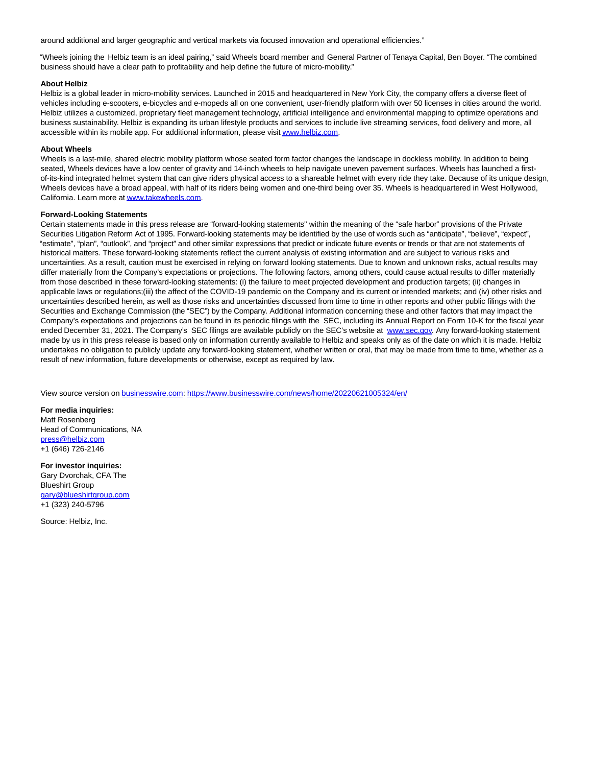around additional and larger geographic and vertical markets via focused innovation and operational efficiencies."

"Wheels joining the Helbiz team is an ideal pairing," said Wheels board member and General Partner of Tenaya Capital, Ben Boyer. "The combined business should have a clear path to profitability and help define the future of micro-mobility."

**About Helbiz**
Helbiz is a global leader in micro-mobility services. Launched in 2015 and headquartered in New York City, the company offers a diverse fleet of vehicles including e-scooters, e-bicycles and e-mopeds all on one convenient, user-friendly platform with over 50 licenses in cities around the world. Helbiz utilizes a customized, proprietary fleet management technology, artificial intelligence and environmental mapping to optimize operations and business sustainability. Helbiz is expanding its urban lifestyle products and services to include live streaming services, food delivery and more, all accessible within its mobile app. For additional information, please visit www.helbiz.com.

**About Wheels**
Wheels is a last-mile, shared electric mobility platform whose seated form factor changes the landscape in dockless mobility. In addition to being seated, Wheels devices have a low center of gravity and 14-inch wheels to help navigate uneven pavement surfaces. Wheels has launched a first-of-its-kind integrated helmet system that can give riders physical access to a shareable helmet with every ride they take. Because of its unique design, Wheels devices have a broad appeal, with half of its riders being women and one-third being over 35. Wheels is headquartered in West Hollywood, California. Learn more at www.takewheels.com.

**Forward-Looking Statements**
Certain statements made in this press release are "forward-looking statements" within the meaning of the "safe harbor" provisions of the Private Securities Litigation Reform Act of 1995. Forward-looking statements may be identified by the use of words such as "anticipate", "believe", "expect", "estimate", "plan", "outlook", and "project" and other similar expressions that predict or indicate future events or trends or that are not statements of historical matters. These forward-looking statements reflect the current analysis of existing information and are subject to various risks and uncertainties. As a result, caution must be exercised in relying on forward looking statements. Due to known and unknown risks, actual results may differ materially from the Company's expectations or projections. The following factors, among others, could cause actual results to differ materially from those described in these forward-looking statements: (i) the failure to meet projected development and production targets; (ii) changes in applicable laws or regulations;(iii) the affect of the COVID-19 pandemic on the Company and its current or intended markets; and (iv) other risks and uncertainties described herein, as well as those risks and uncertainties discussed from time to time in other reports and other public filings with the Securities and Exchange Commission (the "SEC") by the Company. Additional information concerning these and other factors that may impact the Company's expectations and projections can be found in its periodic filings with the SEC, including its Annual Report on Form 10-K for the fiscal year ended December 31, 2021. The Company's SEC filings are available publicly on the SEC's website at www.sec.gov. Any forward-looking statement made by us in this press release is based only on information currently available to Helbiz and speaks only as of the date on which it is made. Helbiz undertakes no obligation to publicly update any forward-looking statement, whether written or oral, that may be made from time to time, whether as a result of new information, future developments or otherwise, except as required by law.

View source version on businesswire.com: https://www.businesswire.com/news/home/20220621005324/en/

**For media inquiries:**
Matt Rosenberg
Head of Communications, NA
press@helbiz.com
+1 (646) 726-2146

**For investor inquiries:**
Gary Dvorchak, CFA The
Blueshirt Group
gary@blueshirtgroup.com
+1 (323) 240-5796

Source: Helbiz, Inc.